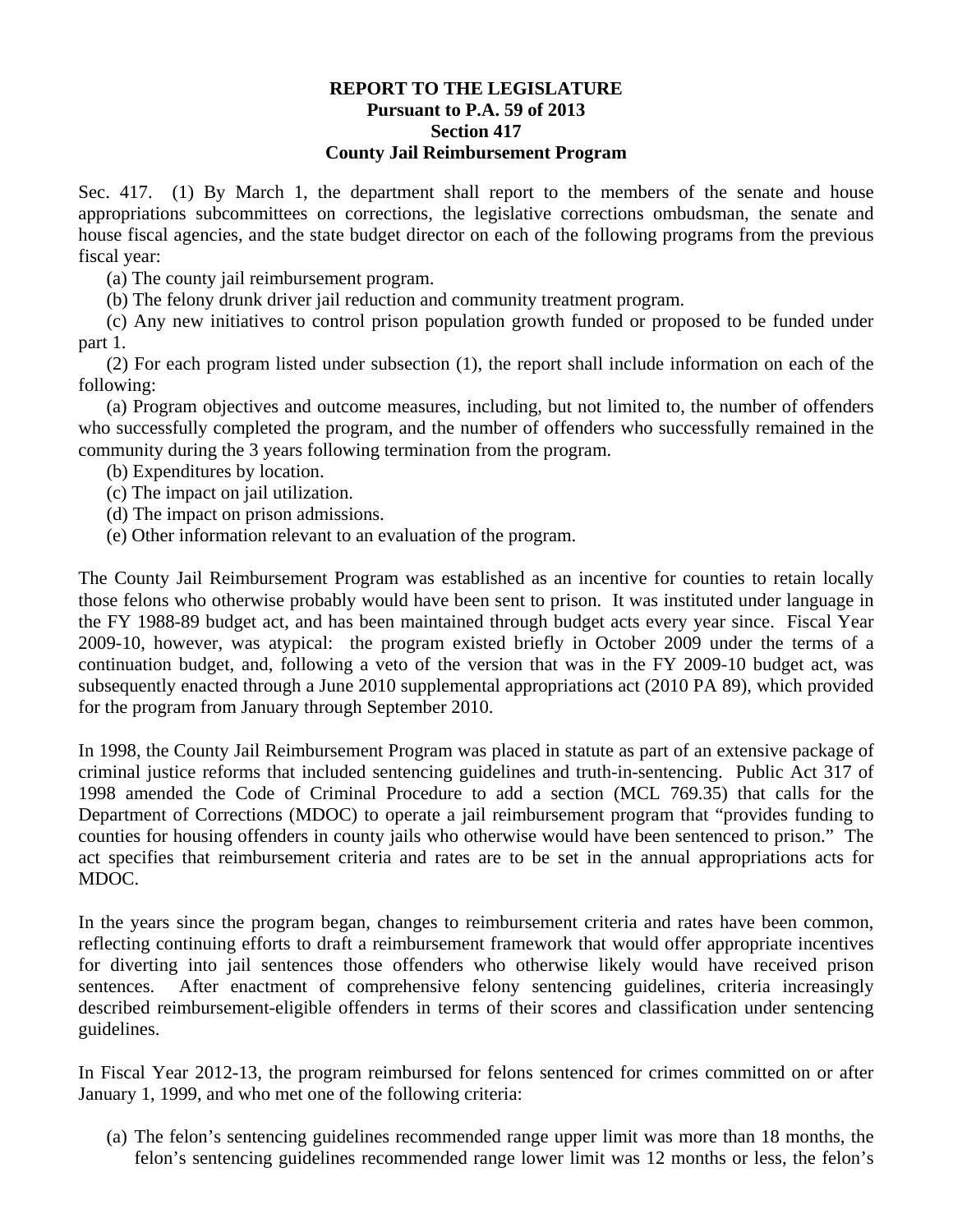**REPORT TO THE LEGISLATURE**
**Pursuant to P.A. 59 of 2013**
**Section 417**
**County Jail Reimbursement Program**

Sec. 417. (1) By March 1, the department shall report to the members of the senate and house appropriations subcommittees on corrections, the legislative corrections ombudsman, the senate and house fiscal agencies, and the state budget director on each of the following programs from the previous fiscal year:

(a) The county jail reimbursement program.

(b) The felony drunk driver jail reduction and community treatment program.

(c) Any new initiatives to control prison population growth funded or proposed to be funded under part 1.

(2) For each program listed under subsection (1), the report shall include information on each of the following:

(a) Program objectives and outcome measures, including, but not limited to, the number of offenders who successfully completed the program, and the number of offenders who successfully remained in the community during the 3 years following termination from the program.

(b) Expenditures by location.

(c) The impact on jail utilization.

(d) The impact on prison admissions.

(e) Other information relevant to an evaluation of the program.

The County Jail Reimbursement Program was established as an incentive for counties to retain locally those felons who otherwise probably would have been sent to prison. It was instituted under language in the FY 1988-89 budget act, and has been maintained through budget acts every year since. Fiscal Year 2009-10, however, was atypical: the program existed briefly in October 2009 under the terms of a continuation budget, and, following a veto of the version that was in the FY 2009-10 budget act, was subsequently enacted through a June 2010 supplemental appropriations act (2010 PA 89), which provided for the program from January through September 2010.

In 1998, the County Jail Reimbursement Program was placed in statute as part of an extensive package of criminal justice reforms that included sentencing guidelines and truth-in-sentencing. Public Act 317 of 1998 amended the Code of Criminal Procedure to add a section (MCL 769.35) that calls for the Department of Corrections (MDOC) to operate a jail reimbursement program that "provides funding to counties for housing offenders in county jails who otherwise would have been sentenced to prison." The act specifies that reimbursement criteria and rates are to be set in the annual appropriations acts for MDOC.

In the years since the program began, changes to reimbursement criteria and rates have been common, reflecting continuing efforts to draft a reimbursement framework that would offer appropriate incentives for diverting into jail sentences those offenders who otherwise likely would have received prison sentences. After enactment of comprehensive felony sentencing guidelines, criteria increasingly described reimbursement-eligible offenders in terms of their scores and classification under sentencing guidelines.

In Fiscal Year 2012-13, the program reimbursed for felons sentenced for crimes committed on or after January 1, 1999, and who met one of the following criteria:

(a) The felon's sentencing guidelines recommended range upper limit was more than 18 months, the felon's sentencing guidelines recommended range lower limit was 12 months or less, the felon's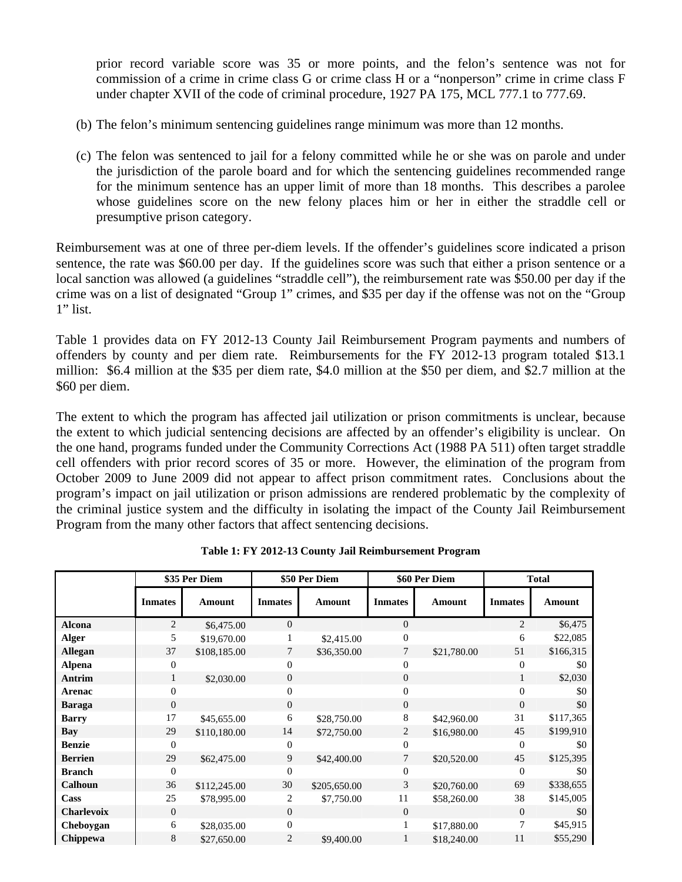prior record variable score was 35 or more points, and the felon's sentence was not for commission of a crime in crime class G or crime class H or a "nonperson" crime in crime class F under chapter XVII of the code of criminal procedure, 1927 PA 175, MCL 777.1 to 777.69.

(b) The felon's minimum sentencing guidelines range minimum was more than 12 months.

(c) The felon was sentenced to jail for a felony committed while he or she was on parole and under the jurisdiction of the parole board and for which the sentencing guidelines recommended range for the minimum sentence has an upper limit of more than 18 months. This describes a parolee whose guidelines score on the new felony places him or her in either the straddle cell or presumptive prison category.

Reimbursement was at one of three per-diem levels. If the offender's guidelines score indicated a prison sentence, the rate was $60.00 per day. If the guidelines score was such that either a prison sentence or a local sanction was allowed (a guidelines "straddle cell"), the reimbursement rate was $50.00 per day if the crime was on a list of designated "Group 1" crimes, and $35 per day if the offense was not on the "Group 1" list.

Table 1 provides data on FY 2012-13 County Jail Reimbursement Program payments and numbers of offenders by county and per diem rate. Reimbursements for the FY 2012-13 program totaled $13.1 million: $6.4 million at the $35 per diem rate, $4.0 million at the $50 per diem, and $2.7 million at the $60 per diem.

The extent to which the program has affected jail utilization or prison commitments is unclear, because the extent to which judicial sentencing decisions are affected by an offender's eligibility is unclear. On the one hand, programs funded under the Community Corrections Act (1988 PA 511) often target straddle cell offenders with prior record scores of 35 or more. However, the elimination of the program from October 2009 to June 2009 did not appear to affect prison commitment rates. Conclusions about the program's impact on jail utilization or prison admissions are rendered problematic by the complexity of the criminal justice system and the difficulty in isolating the impact of the County Jail Reimbursement Program from the many other factors that affect sentencing decisions.

**Table 1: FY 2012-13 County Jail Reimbursement Program**

| | $35 Per Diem | | $50 Per Diem | | $60 Per Diem | | Total | |
|---|---|---|---|---|---|---|---|---|
| | Inmates | Amount | Inmates | Amount | Inmates | Amount | Inmates | Amount |
| **Alcona** | 2 | $6,475.00 | 0 | | 0 | | 2 | $6,475 |
| **Alger** | 5 | $19,670.00 | 1 | $2,415.00 | 0 | | 6 | $22,085 |
| **Allegan** | 37 | $108,185.00 | 7 | $36,350.00 | 7 | $21,780.00 | 51 | $166,315 |
| **Alpena** | 0 | | 0 | | 0 | | 0 | $0 |
| **Antrim** | 1 | $2,030.00 | 0 | | 0 | | 1 | $2,030 |
| **Arenac** | 0 | | 0 | | 0 | | 0 | $0 |
| **Baraga** | 0 | | 0 | | 0 | | 0 | $0 |
| **Barry** | 17 | $45,655.00 | 6 | $28,750.00 | 8 | $42,960.00 | 31 | $117,365 |
| **Bay** | 29 | $110,180.00 | 14 | $72,750.00 | 2 | $16,980.00 | 45 | $199,910 |
| **Benzie** | 0 | | 0 | | 0 | | 0 | $0 |
| **Berrien** | 29 | $62,475.00 | 9 | $42,400.00 | 7 | $20,520.00 | 45 | $125,395 |
| **Branch** | 0 | | 0 | | 0 | | 0 | $0 |
| **Calhoun** | 36 | $112,245.00 | 30 | $205,650.00 | 3 | $20,760.00 | 69 | $338,655 |
| **Cass** | 25 | $78,995.00 | 2 | $7,750.00 | 11 | $58,260.00 | 38 | $145,005 |
| **Charlevoix** | 0 | | 0 | | 0 | | 0 | $0 |
| **Cheboygan** | 6 | $28,035.00 | 0 | | 1 | $17,880.00 | 7 | $45,915 |
| **Chippewa** | 8 | $27,650.00 | 2 | $9,400.00 | 1 | $18,240.00 | 11 | $55,290 |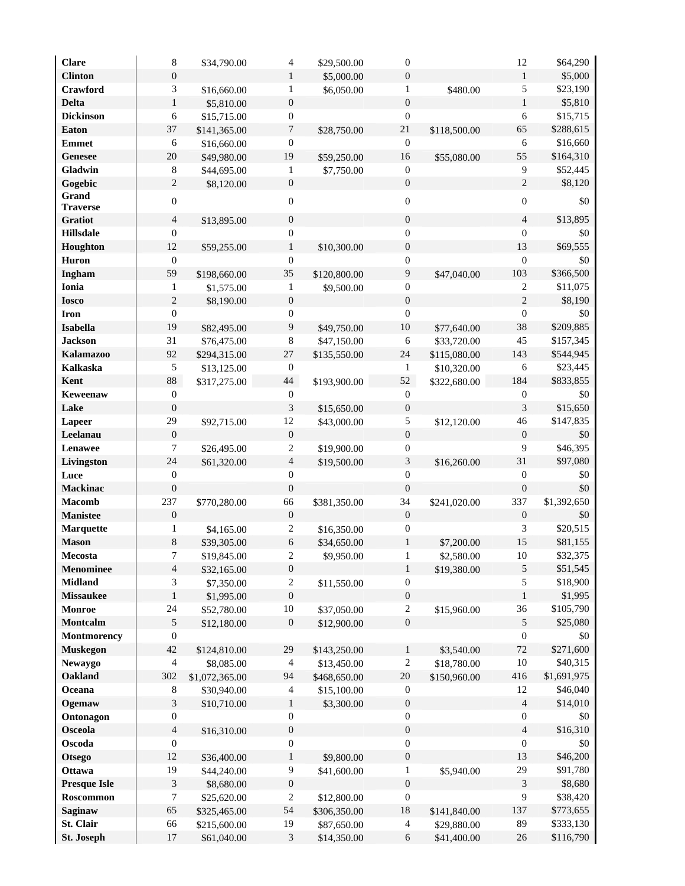| | | | | | | | | |
|---|---|---|---|---|---|---|---|---|
| **Clare** | 8 | $34,790.00 | 4 | $29,500.00 | 0 | | 12 | $64,290 |
| **Clinton** | 0 | | 1 | $5,000.00 | 0 | | 1 | $5,000 |
| **Crawford** | 3 | $16,660.00 | 1 | $6,050.00 | 1 | $480.00 | 5 | $23,190 |
| **Delta** | 1 | $5,810.00 | 0 | | 0 | | 1 | $5,810 |
| **Dickinson** | 6 | $15,715.00 | 0 | | 0 | | 6 | $15,715 |
| **Eaton** | 37 | $141,365.00 | 7 | $28,750.00 | 21 | $118,500.00 | 65 | $288,615 |
| **Emmet** | 6 | $16,660.00 | 0 | | 0 | | 6 | $16,660 |
| **Genesee** | 20 | $49,980.00 | 19 | $59,250.00 | 16 | $55,080.00 | 55 | $164,310 |
| **Gladwin** | 8 | $44,695.00 | 1 | $7,750.00 | 0 | | 9 | $52,445 |
| **Gogebic** | 2 | $8,120.00 | 0 | | 0 | | 2 | $8,120 |
| **Grand Traverse** | 0 | | 0 | | 0 | | 0 | $0 |
| **Gratiot** | 4 | $13,895.00 | 0 | | 0 | | 4 | $13,895 |
| **Hillsdale** | 0 | | 0 | | 0 | | 0 | $0 |
| **Houghton** | 12 | $59,255.00 | 1 | $10,300.00 | 0 | | 13 | $69,555 |
| **Huron** | 0 | | 0 | | 0 | | 0 | $0 |
| **Ingham** | 59 | $198,660.00 | 35 | $120,800.00 | 9 | $47,040.00 | 103 | $366,500 |
| **Ionia** | 1 | $1,575.00 | 1 | $9,500.00 | 0 | | 2 | $11,075 |
| **Iosco** | 2 | $8,190.00 | 0 | | 0 | | 2 | $8,190 |
| **Iron** | 0 | | 0 | | 0 | | 0 | $0 |
| **Isabella** | 19 | $82,495.00 | 9 | $49,750.00 | 10 | $77,640.00 | 38 | $209,885 |
| **Jackson** | 31 | $76,475.00 | 8 | $47,150.00 | 6 | $33,720.00 | 45 | $157,345 |
| **Kalamazoo** | 92 | $294,315.00 | 27 | $135,550.00 | 24 | $115,080.00 | 143 | $544,945 |
| **Kalkaska** | 5 | $13,125.00 | 0 | | 1 | $10,320.00 | 6 | $23,445 |
| **Kent** | 88 | $317,275.00 | 44 | $193,900.00 | 52 | $322,680.00 | 184 | $833,855 |
| **Keweenaw** | 0 | | 0 | | 0 | | 0 | $0 |
| **Lake** | 0 | | 3 | $15,650.00 | 0 | | 3 | $15,650 |
| **Lapeer** | 29 | $92,715.00 | 12 | $43,000.00 | 5 | $12,120.00 | 46 | $147,835 |
| **Leelanau** | 0 | | 0 | | 0 | | 0 | $0 |
| **Lenawee** | 7 | $26,495.00 | 2 | $19,900.00 | 0 | | 9 | $46,395 |
| **Livingston** | 24 | $61,320.00 | 4 | $19,500.00 | 3 | $16,260.00 | 31 | $97,080 |
| **Luce** | 0 | | 0 | | 0 | | 0 | $0 |
| **Mackinac** | 0 | | 0 | | 0 | | 0 | $0 |
| **Macomb** | 237 | $770,280.00 | 66 | $381,350.00 | 34 | $241,020.00 | 337 | $1,392,650 |
| **Manistee** | 0 | | 0 | | 0 | | 0 | $0 |
| **Marquette** | 1 | $4,165.00 | 2 | $16,350.00 | 0 | | 3 | $20,515 |
| **Mason** | 8 | $39,305.00 | 6 | $34,650.00 | 1 | $7,200.00 | 15 | $81,155 |
| **Mecosta** | 7 | $19,845.00 | 2 | $9,950.00 | 1 | $2,580.00 | 10 | $32,375 |
| **Menominee** | 4 | $32,165.00 | 0 | | 1 | $19,380.00 | 5 | $51,545 |
| **Midland** | 3 | $7,350.00 | 2 | $11,550.00 | 0 | | 5 | $18,900 |
| **Missaukee** | 1 | $1,995.00 | 0 | | 0 | | 1 | $1,995 |
| **Monroe** | 24 | $52,780.00 | 10 | $37,050.00 | 2 | $15,960.00 | 36 | $105,790 |
| **Montcalm** | 5 | $12,180.00 | 0 | $12,900.00 | 0 | | 5 | $25,080 |
| **Montmorency** | 0 | | | | | | 0 | $0 |
| **Muskegon** | 42 | $124,810.00 | 29 | $143,250.00 | 1 | $3,540.00 | 72 | $271,600 |
| **Newaygo** | 4 | $8,085.00 | 4 | $13,450.00 | 2 | $18,780.00 | 10 | $40,315 |
| **Oakland** | 302 | $1,072,365.00 | 94 | $468,650.00 | 20 | $150,960.00 | 416 | $1,691,975 |
| **Oceana** | 8 | $30,940.00 | 4 | $15,100.00 | 0 | | 12 | $46,040 |
| **Ogemaw** | 3 | $10,710.00 | 1 | $3,300.00 | 0 | | 4 | $14,010 |
| **Ontonagon** | 0 | | 0 | | 0 | | 0 | $0 |
| **Osceola** | 4 | $16,310.00 | 0 | | 0 | | 4 | $16,310 |
| **Oscoda** | 0 | | 0 | | 0 | | 0 | $0 |
| **Otsego** | 12 | $36,400.00 | 1 | $9,800.00 | 0 | | 13 | $46,200 |
| **Ottawa** | 19 | $44,240.00 | 9 | $41,600.00 | 1 | $5,940.00 | 29 | $91,780 |
| **Presque Isle** | 3 | $8,680.00 | 0 | | 0 | | 3 | $8,680 |
| **Roscommon** | 7 | $25,620.00 | 2 | $12,800.00 | 0 | | 9 | $38,420 |
| **Saginaw** | 65 | $325,465.00 | 54 | $306,350.00 | 18 | $141,840.00 | 137 | $773,655 |
| **St. Clair** | 66 | $215,600.00 | 19 | $87,650.00 | 4 | $29,880.00 | 89 | $333,130 |
| **St. Joseph** | 17 | $61,040.00 | 3 | $14,350.00 | 6 | $41,400.00 | 26 | $116,790 |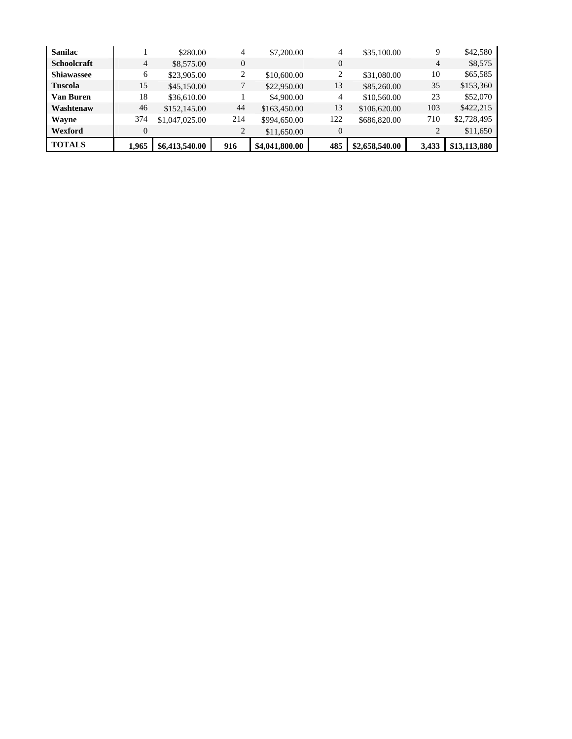| | | | | | | | | |
|---|---|---|---|---|---|---|---|---|
| **Sanilac** | 1 | $280.00 | 4 | $7,200.00 | 4 | $35,100.00 | 9 | $42,580 |
| **Schoolcraft** | 4 | $8,575.00 | 0 | | 0 | | 4 | $8,575 |
| **Shiawassee** | 6 | $23,905.00 | 2 | $10,600.00 | 2 | $31,080.00 | 10 | $65,585 |
| **Tuscola** | 15 | $45,150.00 | 7 | $22,950.00 | 13 | $85,260.00 | 35 | $153,360 |
| **Van Buren** | 18 | $36,610.00 | 1 | $4,900.00 | 4 | $10,560.00 | 23 | $52,070 |
| **Washtenaw** | 46 | $152,145.00 | 44 | $163,450.00 | 13 | $106,620.00 | 103 | $422,215 |
| **Wayne** | 374 | $1,047,025.00 | 214 | $994,650.00 | 122 | $686,820.00 | 710 | $2,728,495 |
| **Wexford** | 0 | | 2 | $11,650.00 | 0 | | 2 | $11,650 |
| **TOTALS** | **1,965** | **$6,413,540.00** | **916** | **$4,041,800.00** | **485** | **$2,658,540.00** | **3,433** | **$13,113,880** |